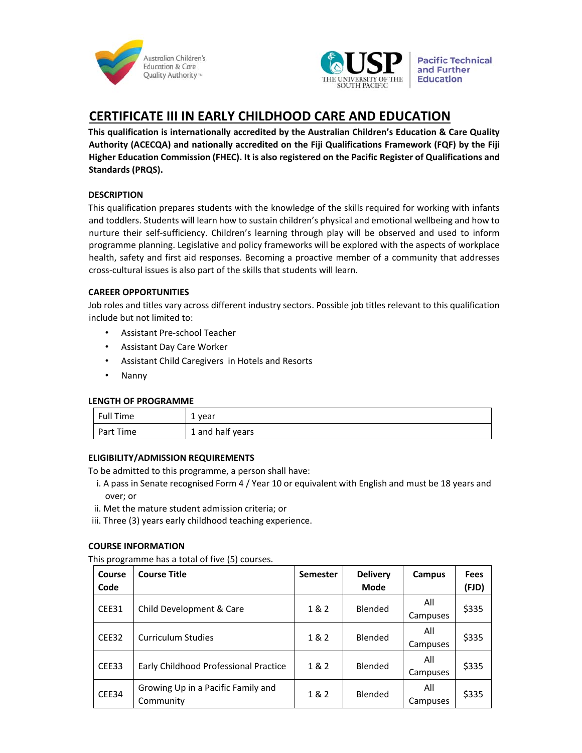# CERTIFICATE III IN EARLY CHILDHOOD CARE AND EDUCATION

**This qualification is internationally accredited by the Australian Children's Education & Care Quality Authority (ACECQA) and nationally accredited on the Fiji Qualifications Framework (FQF) by the Fiji Higher Education Commission (FHEC). It is also registered on the Pacific Register of Qualifications and Standards (PRQS).**

### DESCRIPTION

This qualification prepares students with the knowledge of the skills required for working with infants and toddlers. Students will learn how to sustain children's physical and emotional wellbeing and how to nurture their self-sufficiency. Children's learning through play will be observed and used to inform programme planning. Legislative and policy frameworks will be explored with the aspects of workplace health, safety and first aid responses. Becoming a proactive member of a community that addresses cross-cultural issues is also part of the skills that students will learn.

### CAREER OPPORTUNITIES

Job roles and titles vary across different industry sectors. Possible job titles relevant to this qualification include but not limited to:

- Assistant Pre-school Teacher
- Assistant Day Care Worker
- Assistant Child Caregivers in Hotels and Resorts
- Nanny

### LENGTH OF PROGRAMME

| | |
|---|---|
| Full Time | 1 year |
| Part Time | 1 and half years |

### ELIGIBILITY/ADMISSION REQUIREMENTS

To be admitted to this programme, a person shall have:

i. A pass in Senate recognised Form 4 / Year 10 or equivalent with English and must be 18 years and over; or

ii. Met the mature student admission criteria; or

iii. Three (3) years early childhood teaching experience.

### COURSE INFORMATION

This programme has a total of five (5) courses.

| Course Code | Course Title | Semester | Delivery Mode | Campus | Fees (FJD) |
|---|---|---|---|---|---|
| CEE31 | Child Development & Care | 1 & 2 | Blended | All Campuses | $335 |
| CEE32 | Curriculum Studies | 1 & 2 | Blended | All Campuses | $335 |
| CEE33 | Early Childhood Professional Practice | 1 & 2 | Blended | All Campuses | $335 |
| CEE34 | Growing Up in a Pacific Family and Community | 1 & 2 | Blended | All Campuses | $335 |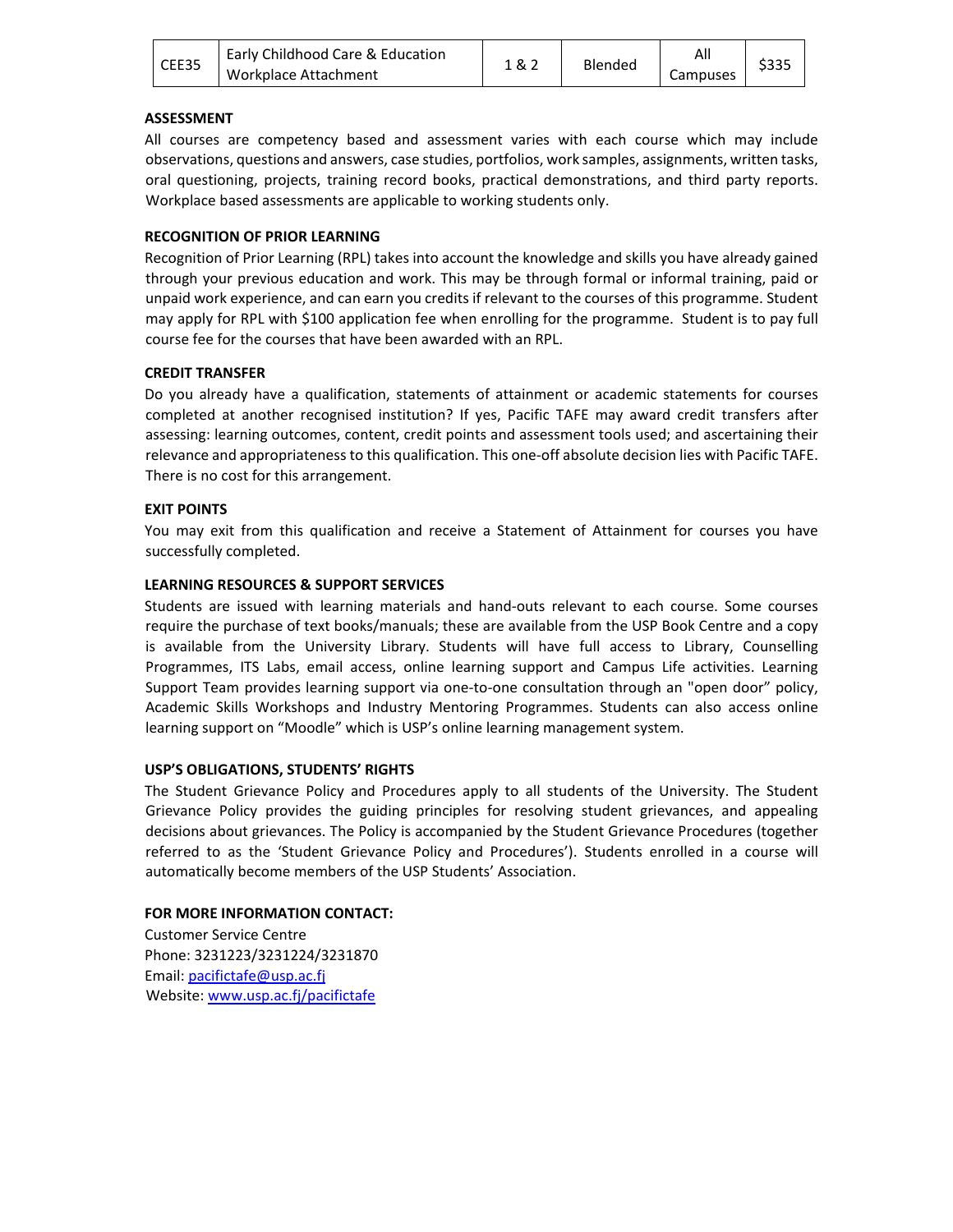| | | | | | |
|---|---|---|---|---|---|
| CEE35 | Early Childhood Care & Education Workplace Attachment | 1 & 2 | Blended | All Campuses | $335 |

**ASSESSMENT**

All courses are competency based and assessment varies with each course which may include observations, questions and answers, case studies, portfolios, work samples, assignments, written tasks, oral questioning, projects, training record books, practical demonstrations, and third party reports. Workplace based assessments are applicable to working students only.

**RECOGNITION OF PRIOR LEARNING**

Recognition of Prior Learning (RPL) takes into account the knowledge and skills you have already gained through your previous education and work. This may be through formal or informal training, paid or unpaid work experience, and can earn you credits if relevant to the courses of this programme. Student may apply for RPL with $100 application fee when enrolling for the programme. Student is to pay full course fee for the courses that have been awarded with an RPL.

**CREDIT TRANSFER**

Do you already have a qualification, statements of attainment or academic statements for courses completed at another recognised institution? If yes, Pacific TAFE may award credit transfers after assessing: learning outcomes, content, credit points and assessment tools used; and ascertaining their relevance and appropriateness to this qualification. This one-off absolute decision lies with Pacific TAFE. There is no cost for this arrangement.

**EXIT POINTS**

You may exit from this qualification and receive a Statement of Attainment for courses you have successfully completed.

**LEARNING RESOURCES & SUPPORT SERVICES**

Students are issued with learning materials and hand-outs relevant to each course. Some courses require the purchase of text books/manuals; these are available from the USP Book Centre and a copy is available from the University Library. Students will have full access to Library, Counselling Programmes, ITS Labs, email access, online learning support and Campus Life activities. Learning Support Team provides learning support via one-to-one consultation through an "open door" policy, Academic Skills Workshops and Industry Mentoring Programmes. Students can also access online learning support on "Moodle" which is USP's online learning management system.

**USP'S OBLIGATIONS, STUDENTS' RIGHTS**

The Student Grievance Policy and Procedures apply to all students of the University. The Student Grievance Policy provides the guiding principles for resolving student grievances, and appealing decisions about grievances. The Policy is accompanied by the Student Grievance Procedures (together referred to as the 'Student Grievance Policy and Procedures'). Students enrolled in a course will automatically become members of the USP Students' Association.

**FOR MORE INFORMATION CONTACT:**

Customer Service Centre
Phone: 3231223/3231224/3231870
Email: pacifictafe@usp.ac.fj
Website: www.usp.ac.fj/pacifictafe